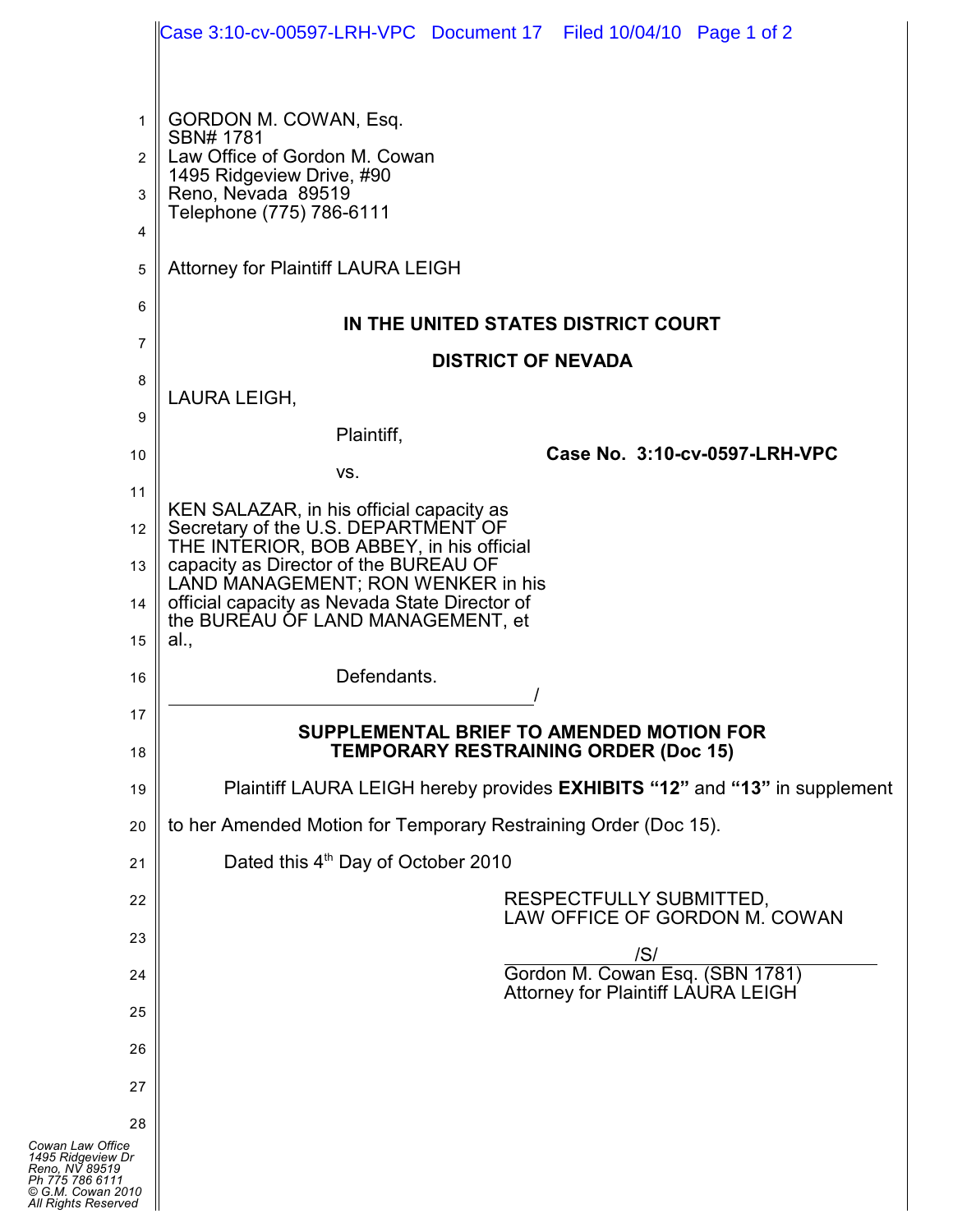GORDON M. COWAN, Esq.
SBN# 1781
Law Office of Gordon M. Cowan
1495 Ridgeview Drive, #90
Reno, Nevada 89519
Telephone (775) 786-6111

Attorney for Plaintiff LAURA LEIGH

**IN THE UNITED STATES DISTRICT COURT**

**DISTRICT OF NEVADA**

LAURA LEIGH,

Plaintiff,

vs.

KEN SALAZAR, in his official capacity as Secretary of the U.S. DEPARTMENT OF THE INTERIOR, BOB ABBEY, in his official capacity as Director of the BUREAU OF LAND MANAGEMENT; RON WENKER in his official capacity as Nevada State Director of the BUREAU OF LAND MANAGEMENT, et al.,

Defendants.
_______________________________________/

**Case No. 3:10-cv-0597-LRH-VPC**

**SUPPLEMENTAL BRIEF TO AMENDED MOTION FOR TEMPORARY RESTRAINING ORDER (Doc 15)**

Plaintiff LAURA LEIGH hereby provides **EXHIBITS "12"** and **"13"** in supplement to her Amended Motion for Temporary Restraining Order (Doc 15).

Dated this 4th Day of October 2010

RESPECTFULLY SUBMITTED,
LAW OFFICE OF GORDON M. COWAN

/S/
Gordon M. Cowan Esq. (SBN 1781)
Attorney for Plaintiff LAURA LEIGH

*Cowan Law Office*
*1495 Ridgeview Dr*
*Reno, NV 89519*
*Ph 775 786 6111*
*© G.M. Cowan 2010*
*All Rights Reserved*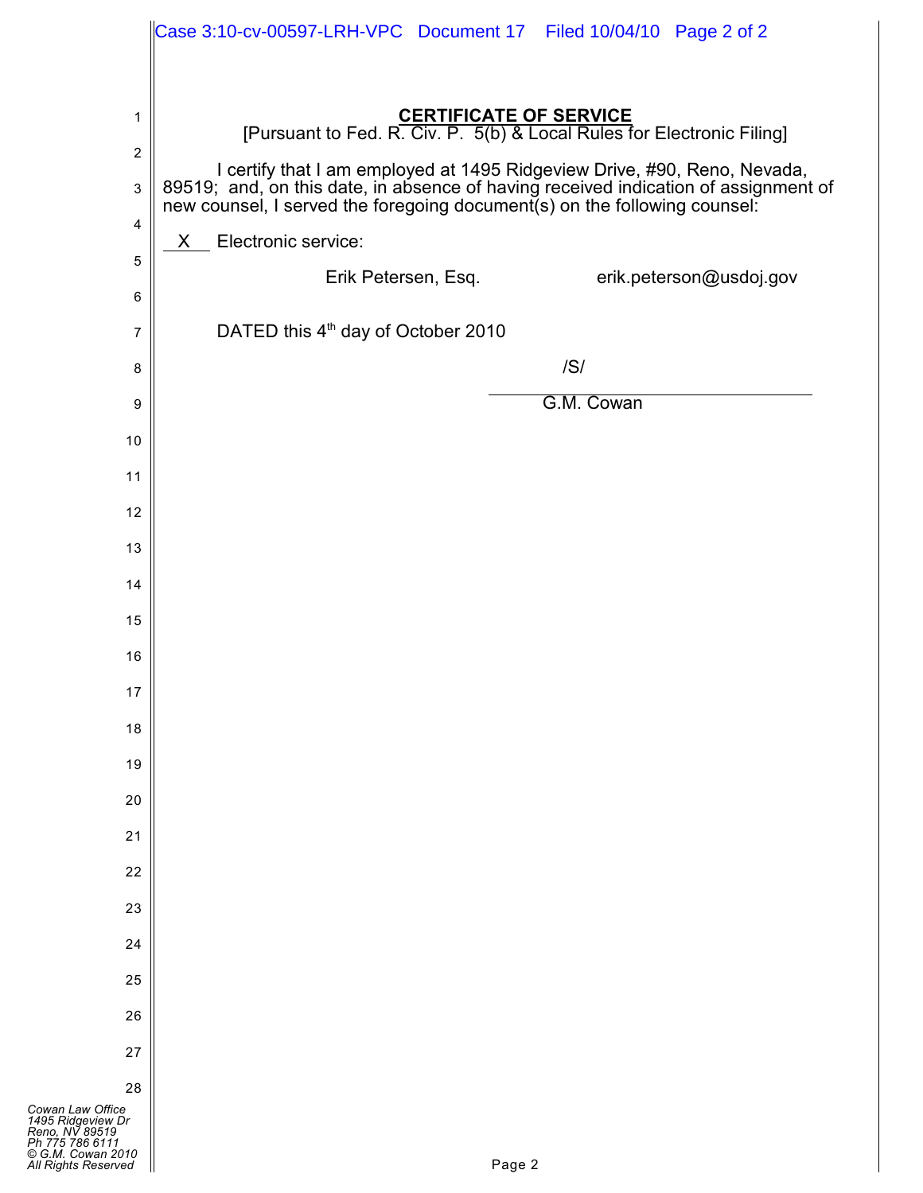**CERTIFICATE OF SERVICE**

[Pursuant to Fed. R. Civ. P. 5(b) & Local Rules for Electronic Filing]

I certify that I am employed at 1495 Ridgeview Drive, #90, Reno, Nevada, 89519; and, on this date, in absence of having received indication of assignment of new counsel, I served the foregoing document(s) on the following counsel:

X Electronic service:

Erik Petersen, Esq. erik.peterson@usdoj.gov

DATED this 4th day of October 2010

/S/

G.M. Cowan

*Cowan Law Office*
*1495 Ridgeview Dr*
*Reno, NV 89519*
*Ph 775 786 6111*
*© G.M. Cowan 2010*
*All Rights Reserved*